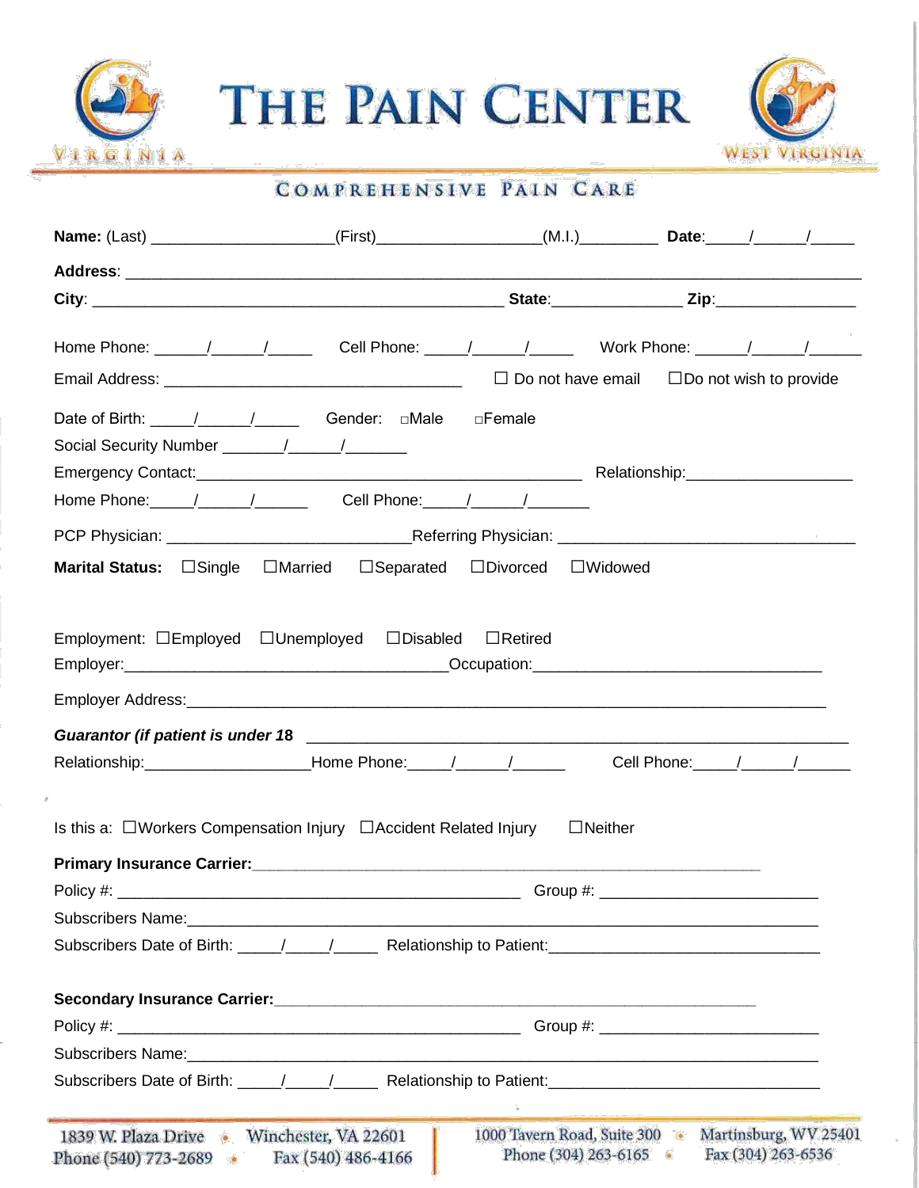VIRGINIA

# THE PAIN CENTER

WEST VIRGINIA

## COMPREHENSIVE PAIN CARE

**Name:** (Last) ____________________(First)_________________(M.I.)_________ **Date**:_____/______/_____

**Address**: ______________________________________________________________________________

**City**: ____________________________________________ **State**:_______________ **Zip**:________________

Home Phone: ______/______/_____ Cell Phone: _____/______/_____ Work Phone: ______/______/______

Email Address: __________________________________ ☐ Do not have email ☐Do not wish to provide

Date of Birth: _____/______/_____ Gender: ☐Male ☐Female

Social Security Number _______/______/_______

Emergency Contact:_____________________________________________ Relationship:___________________

Home Phone:_____/______/______ Cell Phone:_____/______/_______

PCP Physician: ___________________________Referring Physician: __________________________________

**Marital Status:** ☐Single ☐Married ☐Separated ☐Divorced ☐Widowed

Employment: ☐Employed ☐Unemployed ☐Disabled ☐Retired

Employer:_____________________________________Occupation:_________________________________

Employer Address:__________________________________________________________________________

***Guarantor (if patient is under 18*** ___________________________________________________________

Relationship:__________________Home Phone:_____/______/______ Cell Phone:_____/______/______

Is this a: ☐Workers Compensation Injury ☐Accident Related Injury ☐Neither

**Primary Insurance Carrier:**___________________________________________________________

Policy #: ______________________________________________ Group #: _________________________

Subscribers Name:__________________________________________________________________________

Subscribers Date of Birth: _____/_____/_____ Relationship to Patient:_______________________________

**Secondary Insurance Carrier:**_________________________________________________________

Policy #: ______________________________________________ Group #: _________________________

Subscribers Name:__________________________________________________________________________

Subscribers Date of Birth: _____/_____/_____ Relationship to Patient:_______________________________

1839 W. Plaza Drive • Winchester, VA 22601
Phone (540) 773-2689 • Fax (540) 486-4166

1000 Tavern Road, Suite 300 • Martinsburg, WV 25401
Phone (304) 263-6165 • Fax (304) 263-6536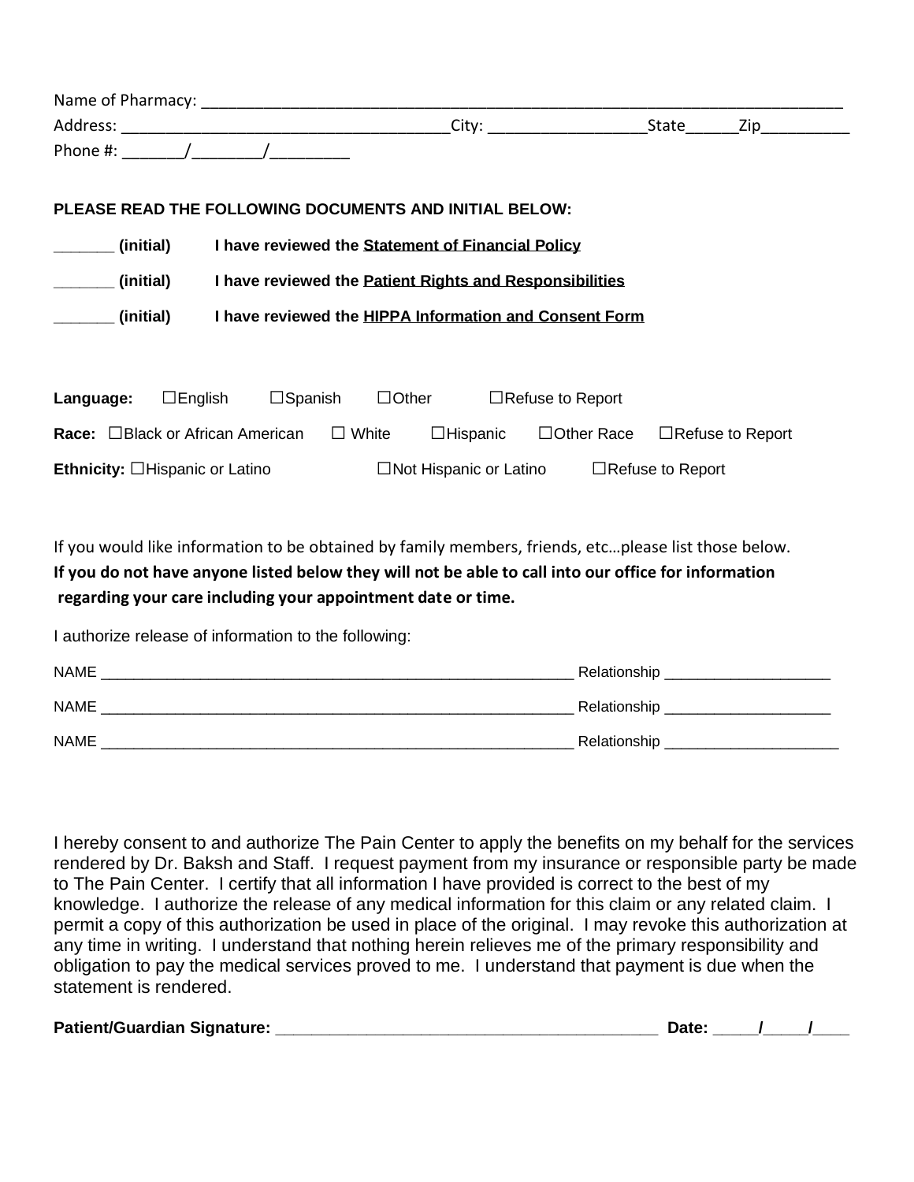Name of Pharmacy: ___________________________________________________________________________

Address: ______________________________________City: __________________State______Zip__________

Phone #: _______/________/_________

**PLEASE READ THE FOLLOWING DOCUMENTS AND INITIAL BELOW:**

**_______ (initial) I have reviewed the Statement of Financial Policy**

**_______ (initial) I have reviewed the Patient Rights and Responsibilities**

**_______ (initial) I have reviewed the HIPPA Information and Consent Form**

**Language:** ☐English ☐Spanish ☐Other ☐Refuse to Report

**Race:** ☐Black or African American ☐ White ☐Hispanic ☐Other Race ☐Refuse to Report

**Ethnicity:** ☐Hispanic or Latino ☐Not Hispanic or Latino ☐Refuse to Report

If you would like information to be obtained by family members, friends, etc…please list those below.
**If you do not have anyone listed below they will not be able to call into our office for information regarding your care including your appointment date or time.**

I authorize release of information to the following:

NAME __________________________________________________________ Relationship ____________________

NAME __________________________________________________________ Relationship ____________________

NAME __________________________________________________________ Relationship _____________________

I hereby consent to and authorize The Pain Center to apply the benefits on my behalf for the services rendered by Dr. Baksh and Staff. I request payment from my insurance or responsible party be made to The Pain Center. I certify that all information I have provided is correct to the best of my knowledge. I authorize the release of any medical information for this claim or any related claim. I permit a copy of this authorization be used in place of the original. I may revoke this authorization at any time in writing. I understand that nothing herein relieves me of the primary responsibility and obligation to pay the medical services proved to me. I understand that payment is due when the statement is rendered.

**Patient/Guardian Signature: __________________________________________ Date: _____/_____/____**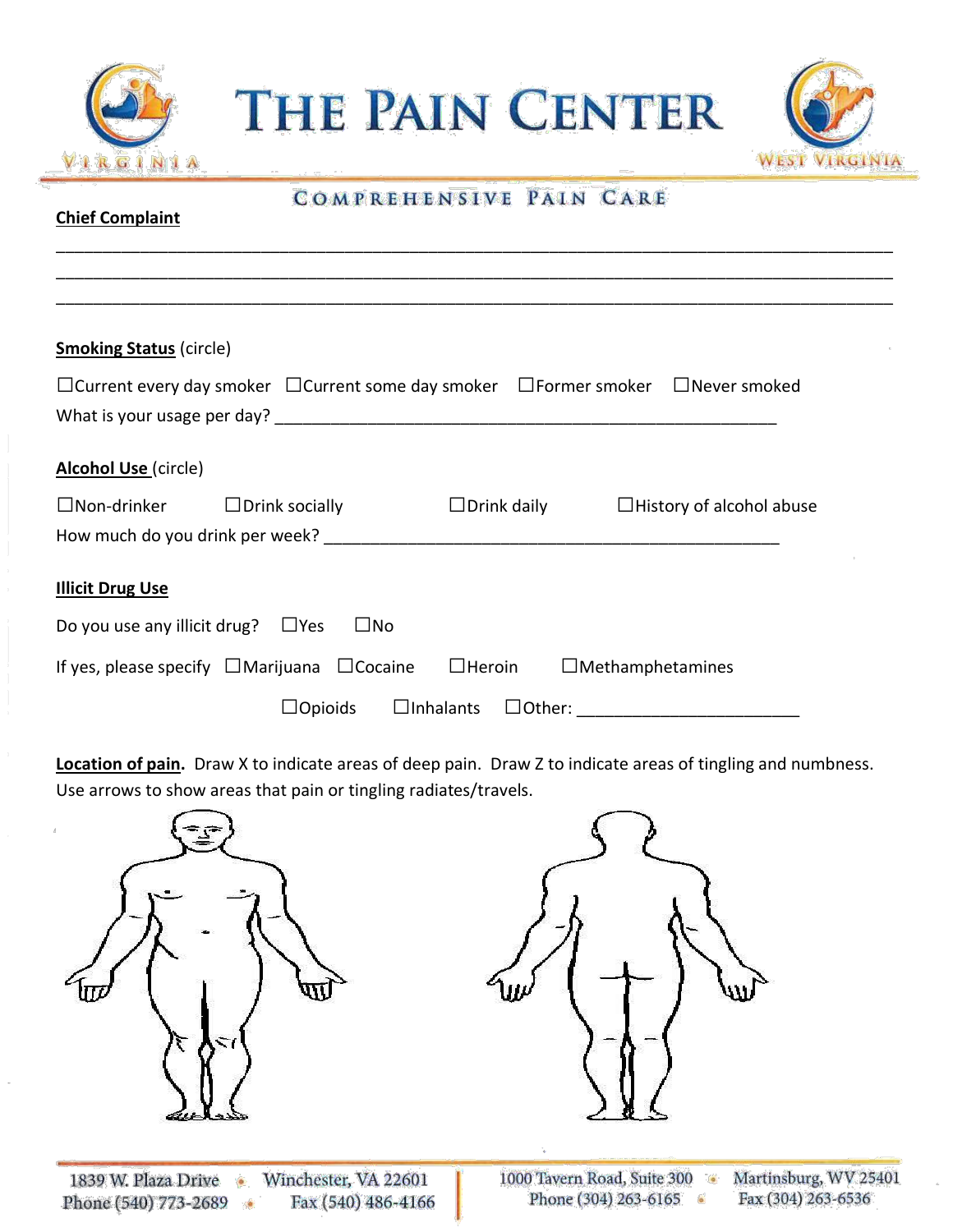# THE PAIN CENTER

COMPREHENSIVE PAIN CARE

**Chief Complaint**

______________________________________________________________________________
______________________________________________________________________________
______________________________________________________________________________

**Smoking Status** (circle)

☐Current every day smoker ☐Current some day smoker ☐Former smoker ☐Never smoked

What is your usage per day? ______________________________________________________

**Alcohol Use** (circle)

☐Non-drinker ☐Drink socially ☐Drink daily ☐History of alcohol abuse

How much do you drink per week? _________________________________________________

**Illicit Drug Use**

Do you use any illicit drug? ☐Yes ☐No

If yes, please specify ☐Marijuana ☐Cocaine ☐Heroin ☐Methamphetamines

☐Opioids ☐Inhalants ☐Other: ______________________

**Location of pain.** Draw X to indicate areas of deep pain. Draw Z to indicate areas of tingling and numbness. Use arrows to show areas that pain or tingling radiates/travels.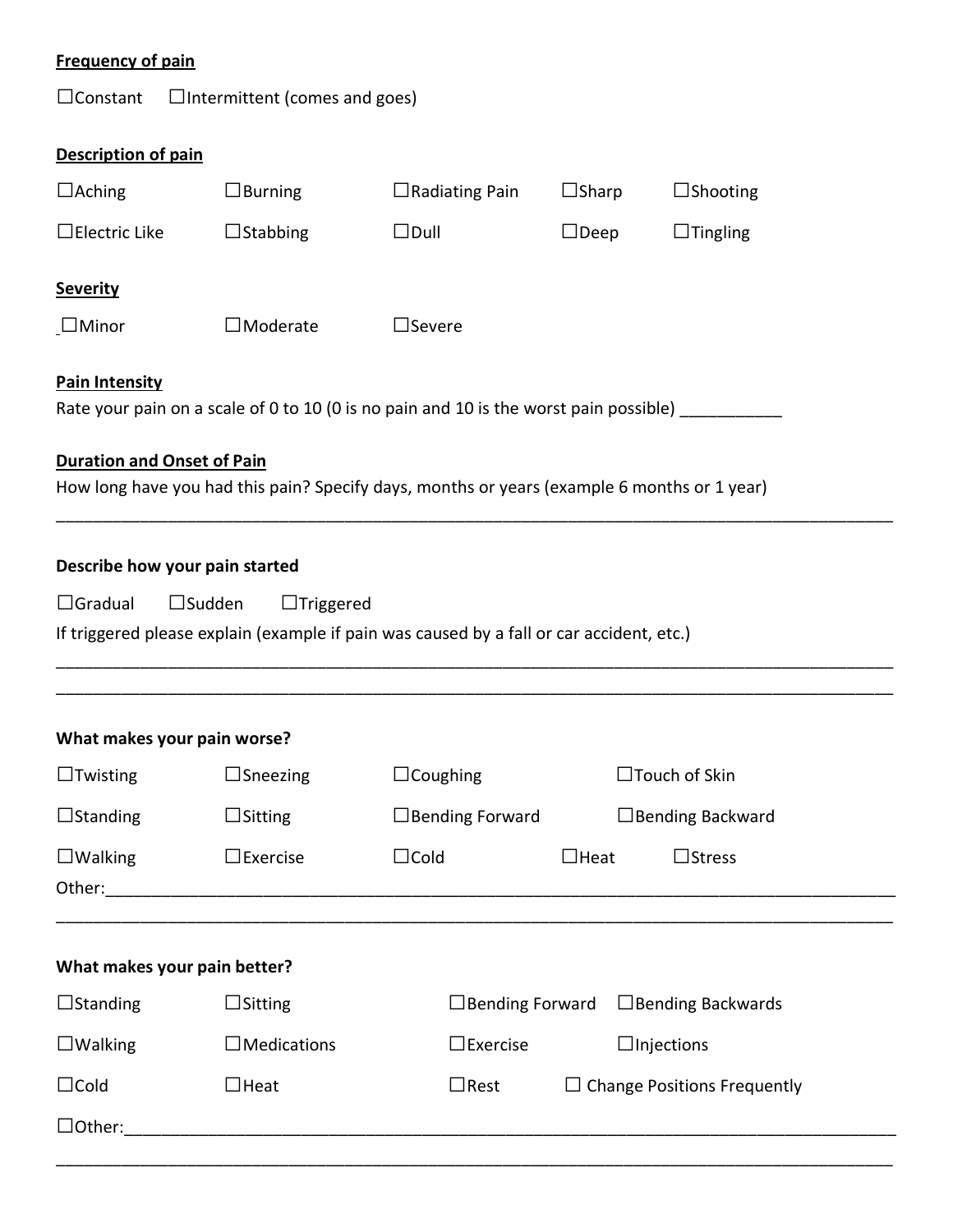**Frequency of pain**

☐Constant ☐Intermittent (comes and goes)

**Description of pain**

☐Aching ☐Burning ☐Radiating Pain ☐Sharp ☐Shooting

☐Electric Like ☐Stabbing ☐Dull ☐Deep ☐Tingling

**Severity**

☐Minor ☐Moderate ☐Severe

**Pain Intensity**

Rate your pain on a scale of 0 to 10 (0 is no pain and 10 is the worst pain possible) ___________

**Duration and Onset of Pain**

How long have you had this pain? Specify days, months or years (example 6 months or 1 year)

_____________________________________________________________________________________

**Describe how your pain started**

☐Gradual ☐Sudden ☐Triggered

If triggered please explain (example if pain was caused by a fall or car accident, etc.)

_____________________________________________________________________________________

_____________________________________________________________________________________

**What makes your pain worse?**

☐Twisting ☐Sneezing ☐Coughing ☐Touch of Skin

☐Standing ☐Sitting ☐Bending Forward ☐Bending Backward

☐Walking ☐Exercise ☐Cold ☐Heat ☐Stress

Other:________________________________________________________________________________

_____________________________________________________________________________________

**What makes your pain better?**

☐Standing ☐Sitting ☐Bending Forward ☐Bending Backwards

☐Walking ☐Medications ☐Exercise ☐Injections

☐Cold ☐Heat ☐Rest ☐ Change Positions Frequently

☐Other:_______________________________________________________________________________

_____________________________________________________________________________________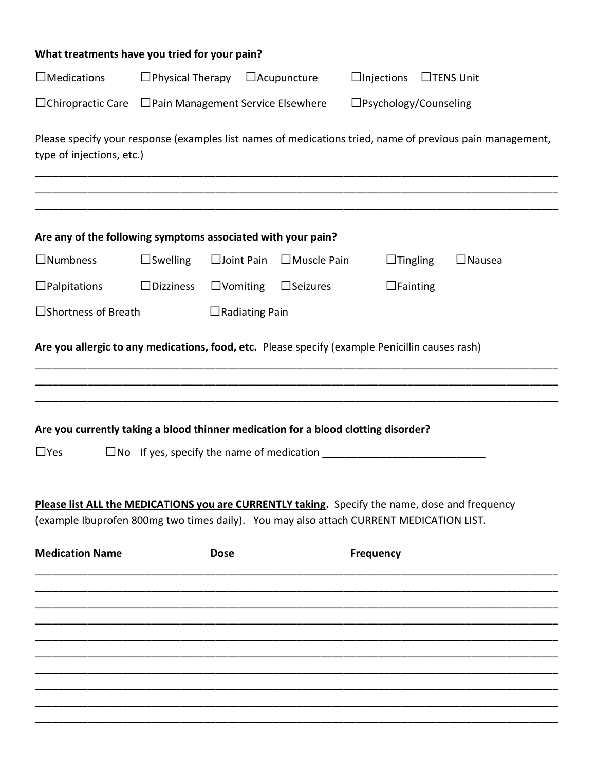**What treatments have you tried for your pain?**

☐Medications ☐Physical Therapy ☐Acupuncture ☐Injections ☐TENS Unit

☐Chiropractic Care ☐Pain Management Service Elsewhere ☐Psychology/Counseling

Please specify your response (examples list names of medications tried, name of previous pain management, type of injections, etc.)

______________________________________________________________________________________
______________________________________________________________________________________
______________________________________________________________________________________

**Are any of the following symptoms associated with your pain?**

☐Numbness ☐Swelling ☐Joint Pain ☐Muscle Pain ☐Tingling ☐Nausea

☐Palpitations ☐Dizziness ☐Vomiting ☐Seizures ☐Fainting

☐Shortness of Breath ☐Radiating Pain

**Are you allergic to any medications, food, etc.** Please specify (example Penicillin causes rash)

______________________________________________________________________________________
______________________________________________________________________________________
______________________________________________________________________________________

**Are you currently taking a blood thinner medication for a blood clotting disorder?**

☐Yes ☐No If yes, specify the name of medication ___________________________

**<u>Please list ALL the MEDICATIONS you are CURRENTLY taking</u>.** Specify the name, dose and frequency (example Ibuprofen 800mg two times daily). You may also attach CURRENT MEDICATION LIST.

| Medication Name | Dose | Frequency |
|---|---|---|
| | | |
| | | |
| | | |
| | | |
| | | |
| | | |
| | | |
| | | |
| | | |
| | | |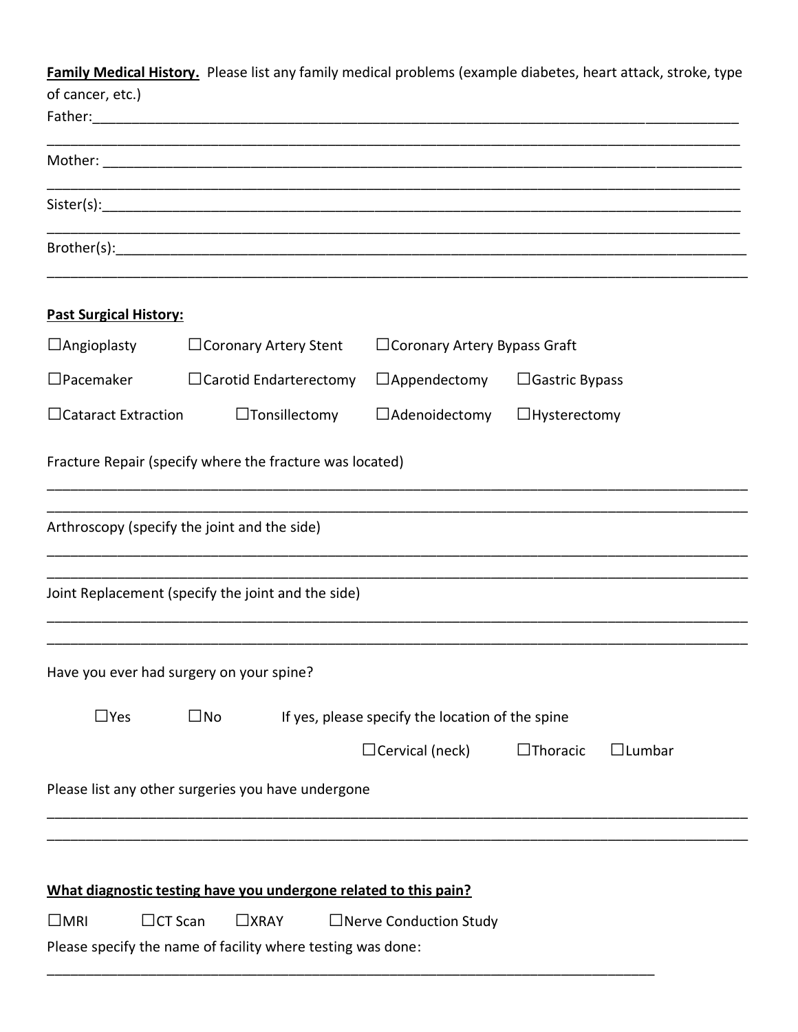**Family Medical History.** Please list any family medical problems (example diabetes, heart attack, stroke, type of cancer, etc.)

Father:\_\_\_\_\_\_\_\_\_\_\_\_\_\_\_\_\_\_\_\_\_\_\_\_\_\_\_\_\_\_\_\_\_\_\_\_\_\_\_\_\_\_\_\_\_\_\_\_\_\_\_\_\_\_\_\_\_\_\_\_\_\_\_\_\_\_\_\_\_\_\_\_\_\_\_\_\_\_

\_\_\_\_\_\_\_\_\_\_\_\_\_\_\_\_\_\_\_\_\_\_\_\_\_\_\_\_\_\_\_\_\_\_\_\_\_\_\_\_\_\_\_\_\_\_\_\_\_\_\_\_\_\_\_\_\_\_\_\_\_\_\_\_\_\_\_\_\_\_\_\_\_\_\_\_\_\_\_\_\_\_

Mother: \_\_\_\_\_\_\_\_\_\_\_\_\_\_\_\_\_\_\_\_\_\_\_\_\_\_\_\_\_\_\_\_\_\_\_\_\_\_\_\_\_\_\_\_\_\_\_\_\_\_\_\_\_\_\_\_\_\_\_\_\_\_\_\_\_\_\_\_\_\_\_\_\_\_\_\_

\_\_\_\_\_\_\_\_\_\_\_\_\_\_\_\_\_\_\_\_\_\_\_\_\_\_\_\_\_\_\_\_\_\_\_\_\_\_\_\_\_\_\_\_\_\_\_\_\_\_\_\_\_\_\_\_\_\_\_\_\_\_\_\_\_\_\_\_\_\_\_\_\_\_\_\_\_\_\_\_\_\_

Sister(s):\_\_\_\_\_\_\_\_\_\_\_\_\_\_\_\_\_\_\_\_\_\_\_\_\_\_\_\_\_\_\_\_\_\_\_\_\_\_\_\_\_\_\_\_\_\_\_\_\_\_\_\_\_\_\_\_\_\_\_\_\_\_\_\_\_\_\_\_\_\_\_\_\_\_\_

\_\_\_\_\_\_\_\_\_\_\_\_\_\_\_\_\_\_\_\_\_\_\_\_\_\_\_\_\_\_\_\_\_\_\_\_\_\_\_\_\_\_\_\_\_\_\_\_\_\_\_\_\_\_\_\_\_\_\_\_\_\_\_\_\_\_\_\_\_\_\_\_\_\_\_\_\_\_\_\_\_\_

Brother(s):\_\_\_\_\_\_\_\_\_\_\_\_\_\_\_\_\_\_\_\_\_\_\_\_\_\_\_\_\_\_\_\_\_\_\_\_\_\_\_\_\_\_\_\_\_\_\_\_\_\_\_\_\_\_\_\_\_\_\_\_\_\_\_\_\_\_\_\_\_\_\_\_\_\_

\_\_\_\_\_\_\_\_\_\_\_\_\_\_\_\_\_\_\_\_\_\_\_\_\_\_\_\_\_\_\_\_\_\_\_\_\_\_\_\_\_\_\_\_\_\_\_\_\_\_\_\_\_\_\_\_\_\_\_\_\_\_\_\_\_\_\_\_\_\_\_\_\_\_\_\_\_\_\_\_\_\_

**Past Surgical History:**

☐Angioplasty ☐Coronary Artery Stent ☐Coronary Artery Bypass Graft

☐Pacemaker ☐Carotid Endarterectomy ☐Appendectomy ☐Gastric Bypass

☐Cataract Extraction ☐Tonsillectomy ☐Adenoidectomy ☐Hysterectomy

Fracture Repair (specify where the fracture was located)

\_\_\_\_\_\_\_\_\_\_\_\_\_\_\_\_\_\_\_\_\_\_\_\_\_\_\_\_\_\_\_\_\_\_\_\_\_\_\_\_\_\_\_\_\_\_\_\_\_\_\_\_\_\_\_\_\_\_\_\_\_\_\_\_\_\_\_\_\_\_\_\_\_\_\_\_\_\_\_\_\_\_

\_\_\_\_\_\_\_\_\_\_\_\_\_\_\_\_\_\_\_\_\_\_\_\_\_\_\_\_\_\_\_\_\_\_\_\_\_\_\_\_\_\_\_\_\_\_\_\_\_\_\_\_\_\_\_\_\_\_\_\_\_\_\_\_\_\_\_\_\_\_\_\_\_\_\_\_\_\_\_\_\_\_

Arthroscopy (specify the joint and the side)

\_\_\_\_\_\_\_\_\_\_\_\_\_\_\_\_\_\_\_\_\_\_\_\_\_\_\_\_\_\_\_\_\_\_\_\_\_\_\_\_\_\_\_\_\_\_\_\_\_\_\_\_\_\_\_\_\_\_\_\_\_\_\_\_\_\_\_\_\_\_\_\_\_\_\_\_\_\_\_\_\_\_

\_\_\_\_\_\_\_\_\_\_\_\_\_\_\_\_\_\_\_\_\_\_\_\_\_\_\_\_\_\_\_\_\_\_\_\_\_\_\_\_\_\_\_\_\_\_\_\_\_\_\_\_\_\_\_\_\_\_\_\_\_\_\_\_\_\_\_\_\_\_\_\_\_\_\_\_\_\_\_\_\_\_

Joint Replacement (specify the joint and the side)

\_\_\_\_\_\_\_\_\_\_\_\_\_\_\_\_\_\_\_\_\_\_\_\_\_\_\_\_\_\_\_\_\_\_\_\_\_\_\_\_\_\_\_\_\_\_\_\_\_\_\_\_\_\_\_\_\_\_\_\_\_\_\_\_\_\_\_\_\_\_\_\_\_\_\_\_\_\_\_\_\_\_

\_\_\_\_\_\_\_\_\_\_\_\_\_\_\_\_\_\_\_\_\_\_\_\_\_\_\_\_\_\_\_\_\_\_\_\_\_\_\_\_\_\_\_\_\_\_\_\_\_\_\_\_\_\_\_\_\_\_\_\_\_\_\_\_\_\_\_\_\_\_\_\_\_\_\_\_\_\_\_\_\_\_

Have you ever had surgery on your spine?

☐Yes ☐No If yes, please specify the location of the spine

☐Cervical (neck) ☐Thoracic ☐Lumbar

Please list any other surgeries you have undergone

\_\_\_\_\_\_\_\_\_\_\_\_\_\_\_\_\_\_\_\_\_\_\_\_\_\_\_\_\_\_\_\_\_\_\_\_\_\_\_\_\_\_\_\_\_\_\_\_\_\_\_\_\_\_\_\_\_\_\_\_\_\_\_\_\_\_\_\_\_\_\_\_\_\_\_\_\_\_\_\_\_\_

\_\_\_\_\_\_\_\_\_\_\_\_\_\_\_\_\_\_\_\_\_\_\_\_\_\_\_\_\_\_\_\_\_\_\_\_\_\_\_\_\_\_\_\_\_\_\_\_\_\_\_\_\_\_\_\_\_\_\_\_\_\_\_\_\_\_\_\_\_\_\_\_\_\_\_\_\_\_\_\_\_\_

**What diagnostic testing have you undergone related to this pain?**

☐MRI ☐CT Scan ☐XRAY ☐Nerve Conduction Study

Please specify the name of facility where testing was done:

\_\_\_\_\_\_\_\_\_\_\_\_\_\_\_\_\_\_\_\_\_\_\_\_\_\_\_\_\_\_\_\_\_\_\_\_\_\_\_\_\_\_\_\_\_\_\_\_\_\_\_\_\_\_\_\_\_\_\_\_\_\_\_\_\_\_\_\_\_\_\_\_\_\_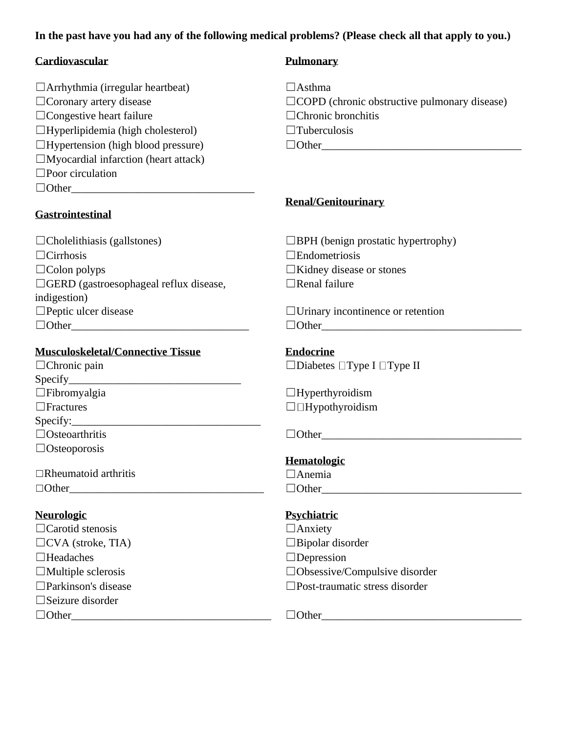**In the past have you had any of the following medical problems? (Please check all that apply to you.)**

**Cardiovascular**

☐Arrhythmia (irregular heartbeat)
☐Coronary artery disease
☐Congestive heart failure
☐Hyperlipidemia (high cholesterol)
☐Hypertension (high blood pressure)
☐Myocardial infarction (heart attack)
☐Poor circulation
☐Other________________________________

**Gastrointestinal**

☐Cholelithiasis (gallstones)
☐Cirrhosis
☐Colon polyps
☐GERD (gastroesophageal reflux disease, indigestion)
☐Peptic ulcer disease
☐Other________________________________

**Musculoskeletal/Connective Tissue**

☐Chronic pain
Specify_______________________________
☐Fibromyalgia
☐Fractures
Specify:__________________________________
☐Osteoarthritis
☐Osteoporosis

☐Rheumatoid arthritis
☐Other__________________________________

**Neurologic**

☐Carotid stenosis
☐CVA (stroke, TIA)
☐Headaches
☐Multiple sclerosis
☐Parkinson's disease
☐Seizure disorder
☐Other___________________________________

**Pulmonary**

☐Asthma
☐COPD (chronic obstructive pulmonary disease)
☐Chronic bronchitis
☐Tuberculosis
☐Other____________________________________

**Renal/Genitourinary**

☐BPH (benign prostatic hypertrophy)
☐Endometriosis
☐Kidney disease or stones
☐Renal failure

☐Urinary incontinence or retention
☐Other____________________________________

**Endocrine**

☐Diabetes ☐Type I ☐Type II

☐Hyperthyroidism
☐☐Hypothyroidism

☐Other____________________________________

**Hematologic**

☐Anemia
☐Other____________________________________

**Psychiatric**

☐Anxiety
☐Bipolar disorder
☐Depression
☐Obsessive/Compulsive disorder
☐Post-traumatic stress disorder

☐Other____________________________________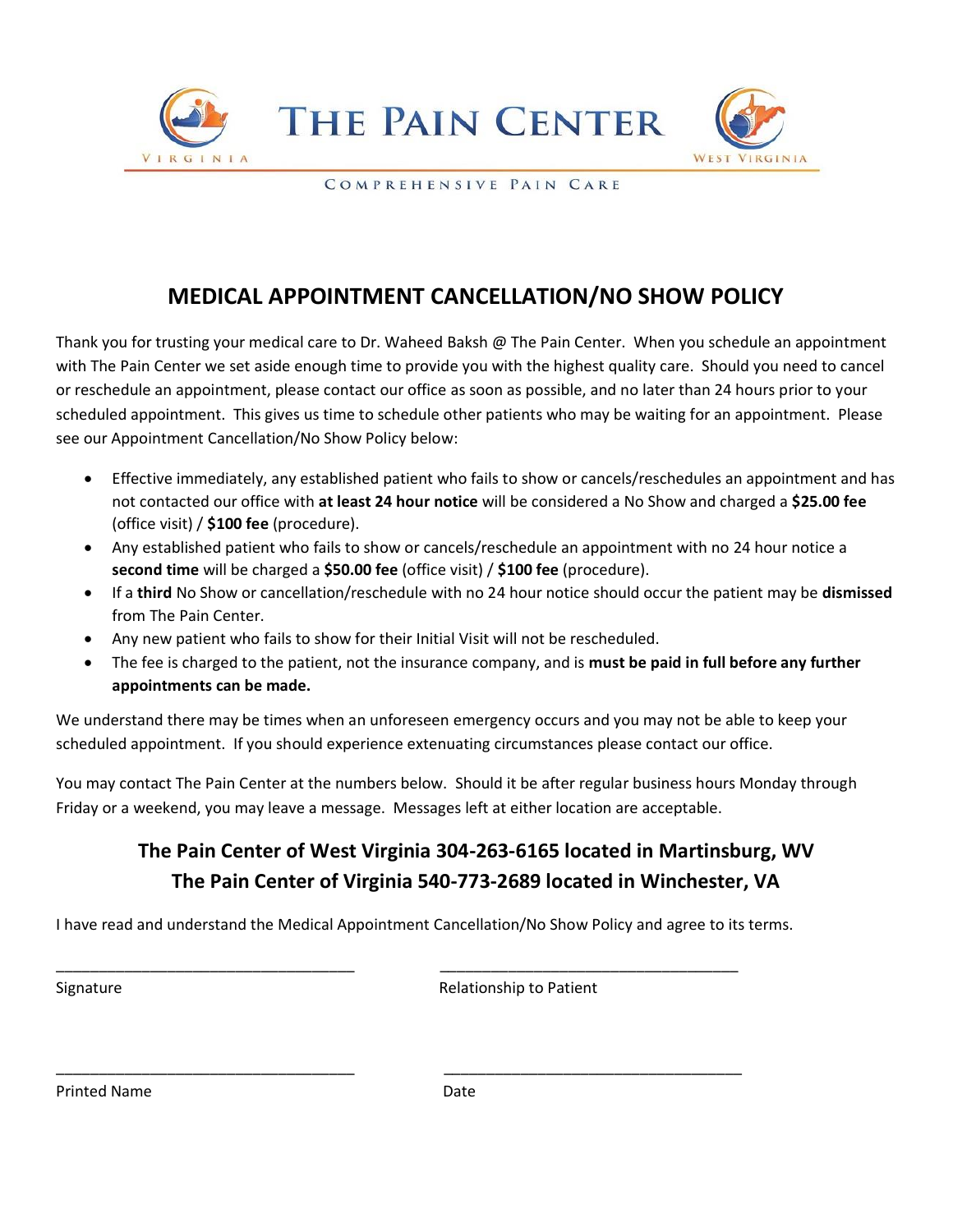VIRGINIA

# THE PAIN CENTER

WEST VIRGINIA

COMPREHENSIVE PAIN CARE

## MEDICAL APPOINTMENT CANCELLATION/NO SHOW POLICY

Thank you for trusting your medical care to Dr. Waheed Baksh @ The Pain Center. When you schedule an appointment with The Pain Center we set aside enough time to provide you with the highest quality care. Should you need to cancel or reschedule an appointment, please contact our office as soon as possible, and no later than 24 hours prior to your scheduled appointment. This gives us time to schedule other patients who may be waiting for an appointment. Please see our Appointment Cancellation/No Show Policy below:

- Effective immediately, any established patient who fails to show or cancels/reschedules an appointment and has not contacted our office with **at least 24 hour notice** will be considered a No Show and charged a **$25.00 fee** (office visit) / **$100 fee** (procedure).
- Any established patient who fails to show or cancels/reschedule an appointment with no 24 hour notice a **second time** will be charged a **$50.00 fee** (office visit) / **$100 fee** (procedure).
- If a **third** No Show or cancellation/reschedule with no 24 hour notice should occur the patient may be **dismissed** from The Pain Center.
- Any new patient who fails to show for their Initial Visit will not be rescheduled.
- The fee is charged to the patient, not the insurance company, and is **must be paid in full before any further appointments can be made.**

We understand there may be times when an unforeseen emergency occurs and you may not be able to keep your scheduled appointment. If you should experience extenuating circumstances please contact our office.

You may contact The Pain Center at the numbers below. Should it be after regular business hours Monday through Friday or a weekend, you may leave a message. Messages left at either location are acceptable.

**The Pain Center of West Virginia 304-263-6165 located in Martinsburg, WV**
**The Pain Center of Virginia 540-773-2689 located in Winchester, VA**

I have read and understand the Medical Appointment Cancellation/No Show Policy and agree to its terms.

| | |
|---|---|
| ___________________________________ | ___________________________________ |
| Signature | Relationship to Patient |
| ___________________________________ | ___________________________________ |
| Printed Name | Date |